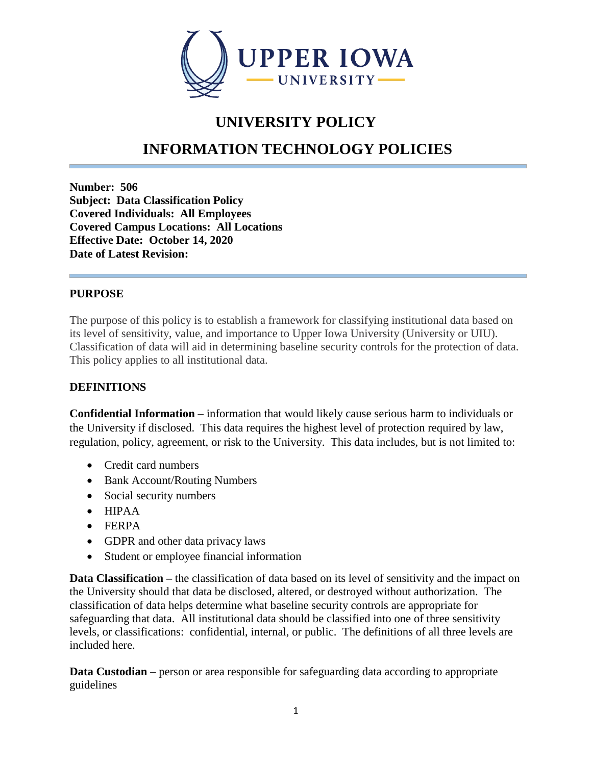# UNIVERSITY POLICY

# INFORMATION TECHNOLOGY POLICIES

**Number: 506**
**Subject: Data Classification Policy**
**Covered Individuals: All Employees**
**Covered Campus Locations: All Locations**
**Effective Date: October 14, 2020**
**Date of Latest Revision:**

## PURPOSE

The purpose of this policy is to establish a framework for classifying institutional data based on its level of sensitivity, value, and importance to Upper Iowa University (University or UIU). Classification of data will aid in determining baseline security controls for the protection of data. This policy applies to all institutional data.

## DEFINITIONS

**Confidential Information** – information that would likely cause serious harm to individuals or the University if disclosed. This data requires the highest level of protection required by law, regulation, policy, agreement, or risk to the University. This data includes, but is not limited to:

- Credit card numbers
- Bank Account/Routing Numbers
- Social security numbers
- HIPAA
- FERPA
- GDPR and other data privacy laws
- Student or employee financial information

**Data Classification –** the classification of data based on its level of sensitivity and the impact on the University should that data be disclosed, altered, or destroyed without authorization. The classification of data helps determine what baseline security controls are appropriate for safeguarding that data. All institutional data should be classified into one of three sensitivity levels, or classifications: confidential, internal, or public. The definitions of all three levels are included here.

**Data Custodian** – person or area responsible for safeguarding data according to appropriate guidelines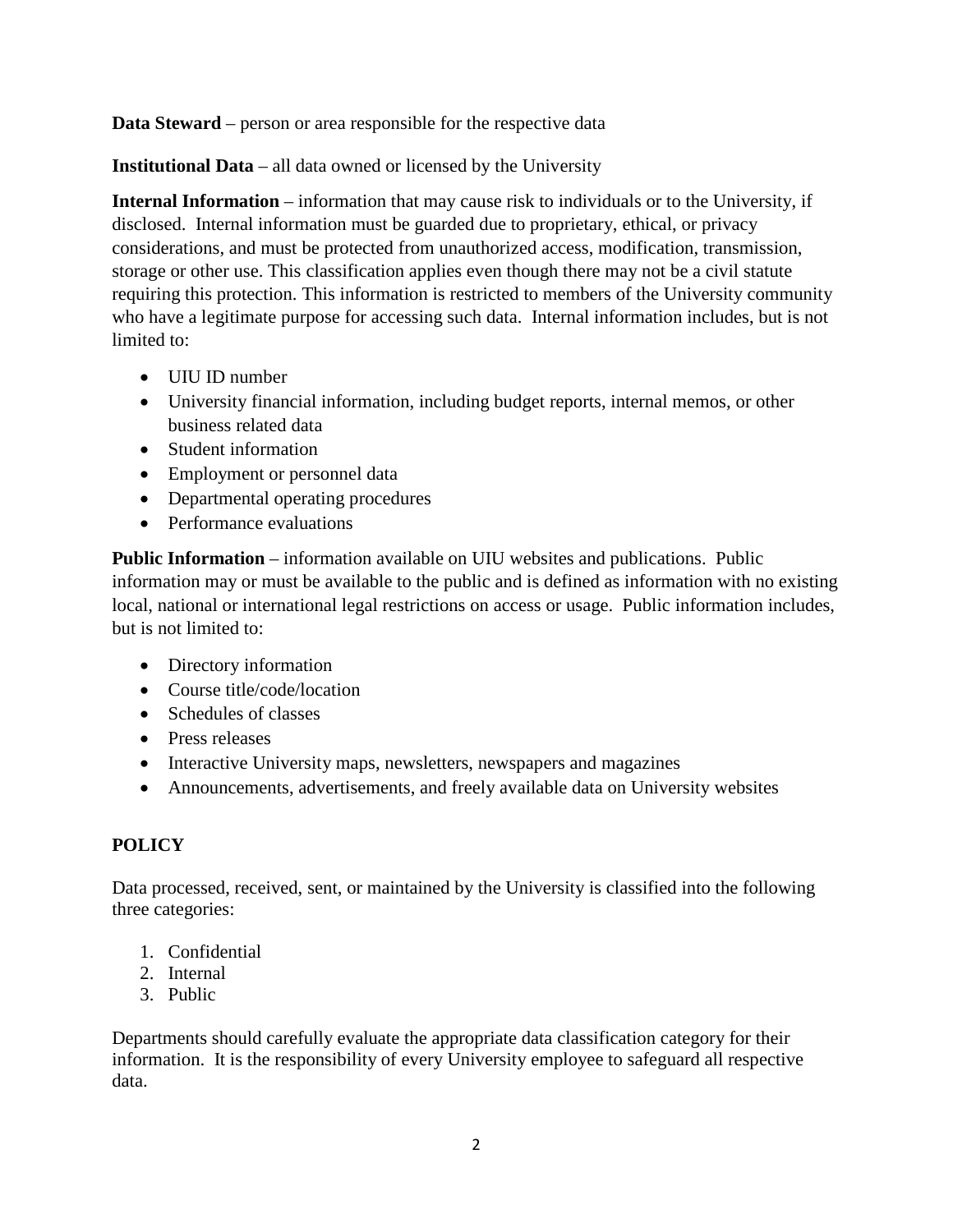**Data Steward** – person or area responsible for the respective data

**Institutional Data** – all data owned or licensed by the University

**Internal Information** – information that may cause risk to individuals or to the University, if disclosed. Internal information must be guarded due to proprietary, ethical, or privacy considerations, and must be protected from unauthorized access, modification, transmission, storage or other use. This classification applies even though there may not be a civil statute requiring this protection. This information is restricted to members of the University community who have a legitimate purpose for accessing such data. Internal information includes, but is not limited to:

- UIU ID number
- University financial information, including budget reports, internal memos, or other business related data
- Student information
- Employment or personnel data
- Departmental operating procedures
- Performance evaluations

**Public Information** – information available on UIU websites and publications. Public information may or must be available to the public and is defined as information with no existing local, national or international legal restrictions on access or usage. Public information includes, but is not limited to:

- Directory information
- Course title/code/location
- Schedules of classes
- Press releases
- Interactive University maps, newsletters, newspapers and magazines
- Announcements, advertisements, and freely available data on University websites

## POLICY

Data processed, received, sent, or maintained by the University is classified into the following three categories:

1. Confidential
2. Internal
3. Public

Departments should carefully evaluate the appropriate data classification category for their information. It is the responsibility of every University employee to safeguard all respective data.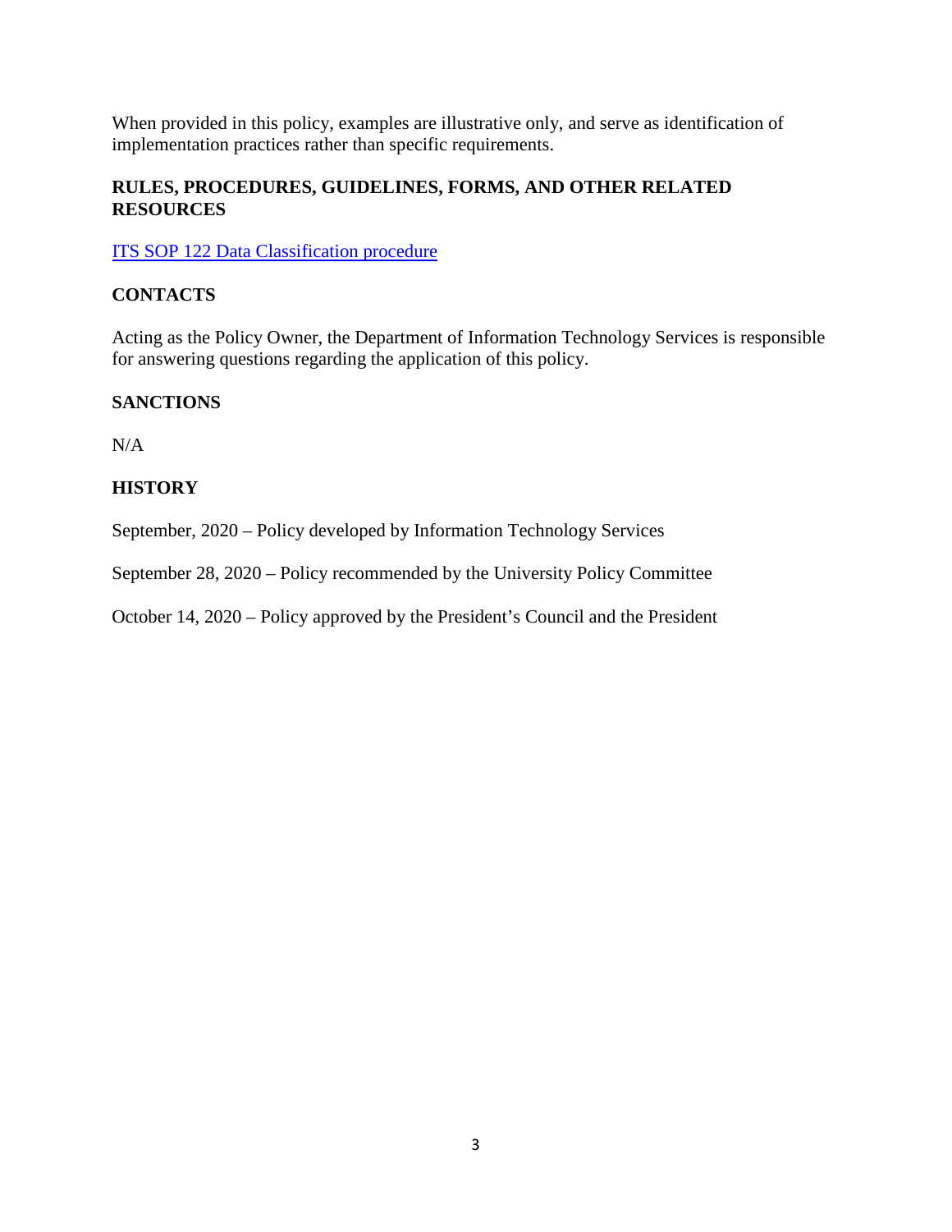When provided in this policy, examples are illustrative only, and serve as identification of implementation practices rather than specific requirements.

## RULES, PROCEDURES, GUIDELINES, FORMS, AND OTHER RELATED RESOURCES

[ITS SOP 122 Data Classification procedure]

## CONTACTS

Acting as the Policy Owner, the Department of Information Technology Services is responsible for answering questions regarding the application of this policy.

## SANCTIONS

N/A

## HISTORY

September, 2020 – Policy developed by Information Technology Services

September 28, 2020 – Policy recommended by the University Policy Committee

October 14, 2020 – Policy approved by the President's Council and the President